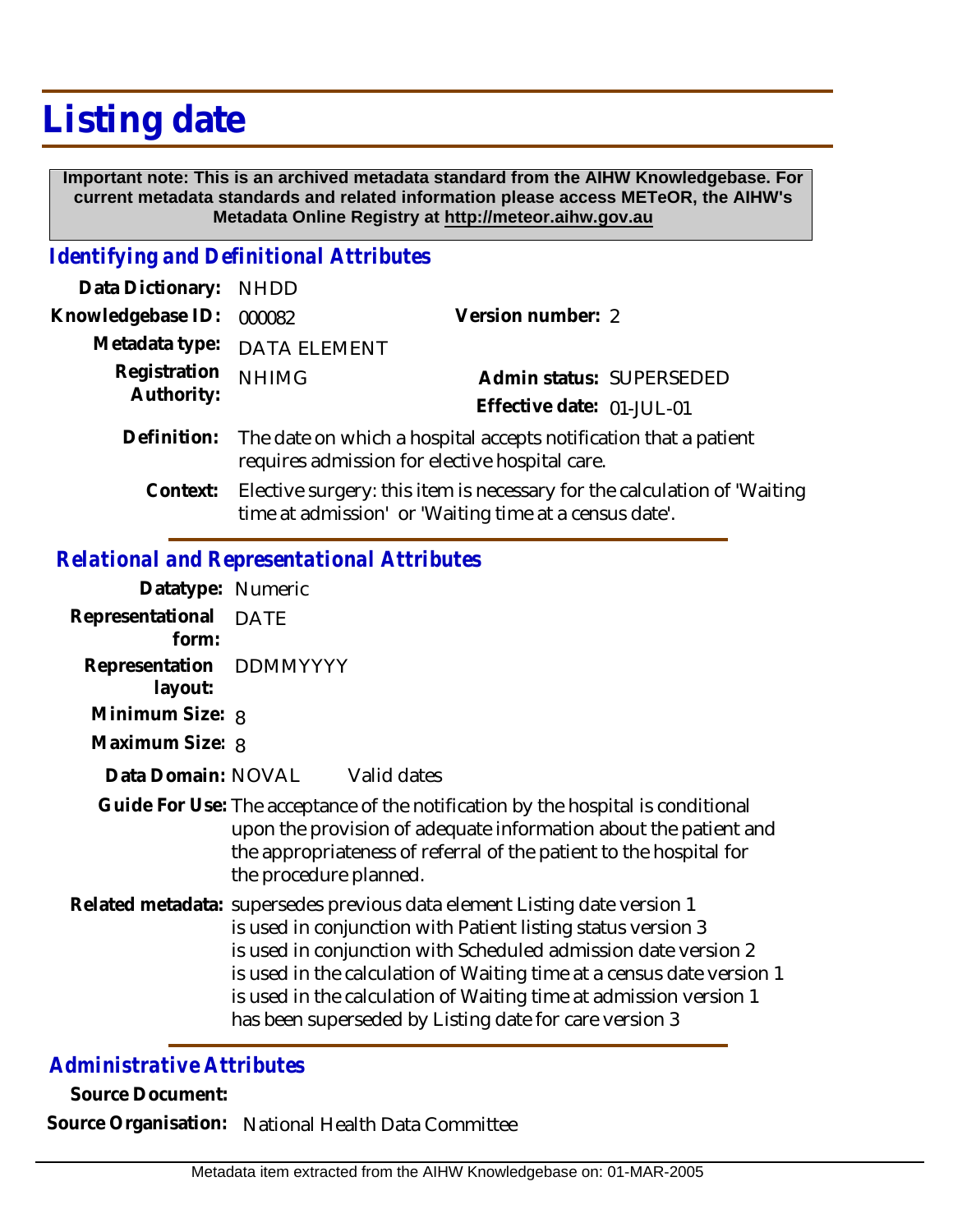# Listing date

**Important note: This is an archived metadata standard from the AIHW Knowledgebase. For current metadata standards and related information please access METeOR, the AIHW's Metadata Online Registry at http://meteor.aihw.gov.au**

## *Identifying and Definitional Attributes*

**Data Dictionary:** NHDD

**Knowledgebase ID:** 000082

**Version number:** 2

**Metadata type:** DATA ELEMENT

**Registration Authority:** NHIMG

**Admin status:** SUPERSEDED

**Effective date:** 01-JUL-01

**Definition:** The date on which a hospital accepts notification that a patient requires admission for elective hospital care.

**Context:** Elective surgery: this item is necessary for the calculation of 'Waiting time at admission' or 'Waiting time at a census date'.

## *Relational and Representational Attributes*

**Datatype:** Numeric

**Representational form:** DATE

**Representation layout:** DDMMYYYY

**Minimum Size:** 8

**Maximum Size:** 8

**Data Domain:** NOVAL Valid dates

**Guide For Use:** The acceptance of the notification by the hospital is conditional upon the provision of adequate information about the patient and the appropriateness of referral of the patient to the hospital for the procedure planned.

**Related metadata:** supersedes previous data element Listing date version 1
is used in conjunction with Patient listing status version 3
is used in conjunction with Scheduled admission date version 2
is used in the calculation of Waiting time at a census date version 1
is used in the calculation of Waiting time at admission version 1
has been superseded by Listing date for care version 3

## *Administrative Attributes*

**Source Document:**

**Source Organisation:** National Health Data Committee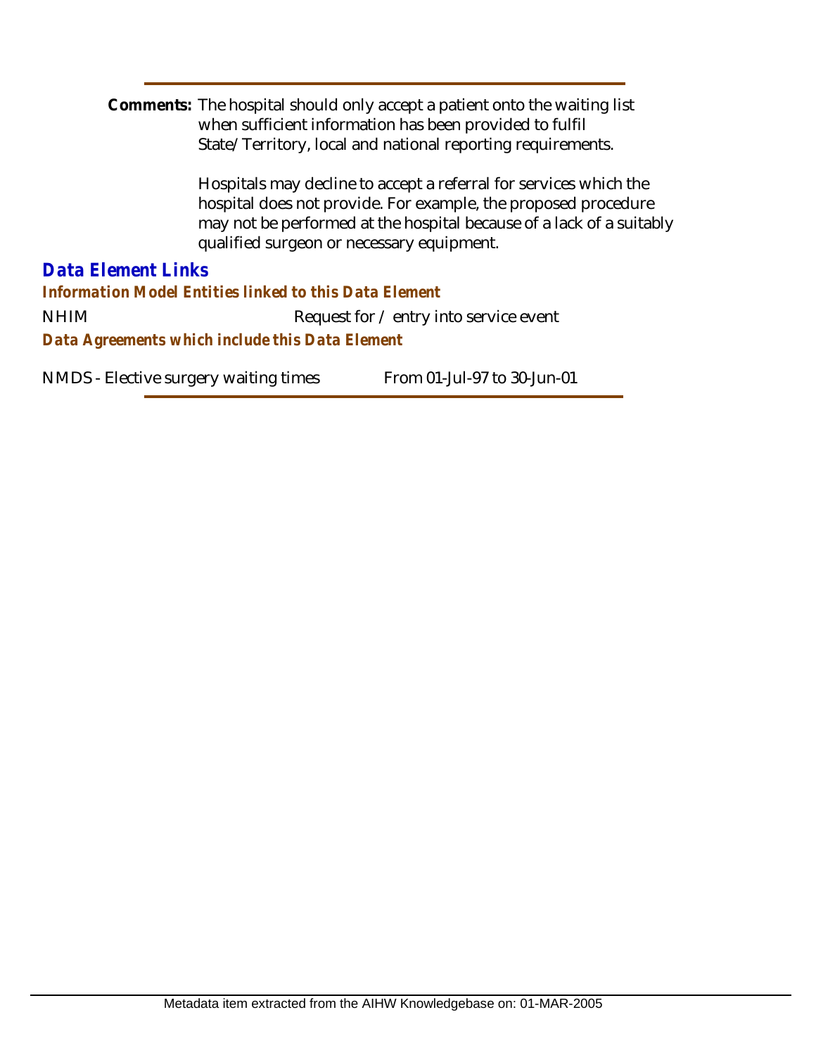**Comments:** The hospital should only accept a patient onto the waiting list when sufficient information has been provided to fulfil State/Territory, local and national reporting requirements.

Hospitals may decline to accept a referral for services which the hospital does not provide. For example, the proposed procedure may not be performed at the hospital because of a lack of a suitably qualified surgeon or necessary equipment.

## Data Element Links

### Information Model Entities linked to this Data Element

| | |
|---|---|
| NHIM | Request for / entry into service event |

### Data Agreements which include this Data Element

| | |
|---|---|
| NMDS - Elective surgery waiting times | From 01-Jul-97 to 30-Jun-01 |

Metadata item extracted from the AIHW Knowledgebase on: 01-MAR-2005